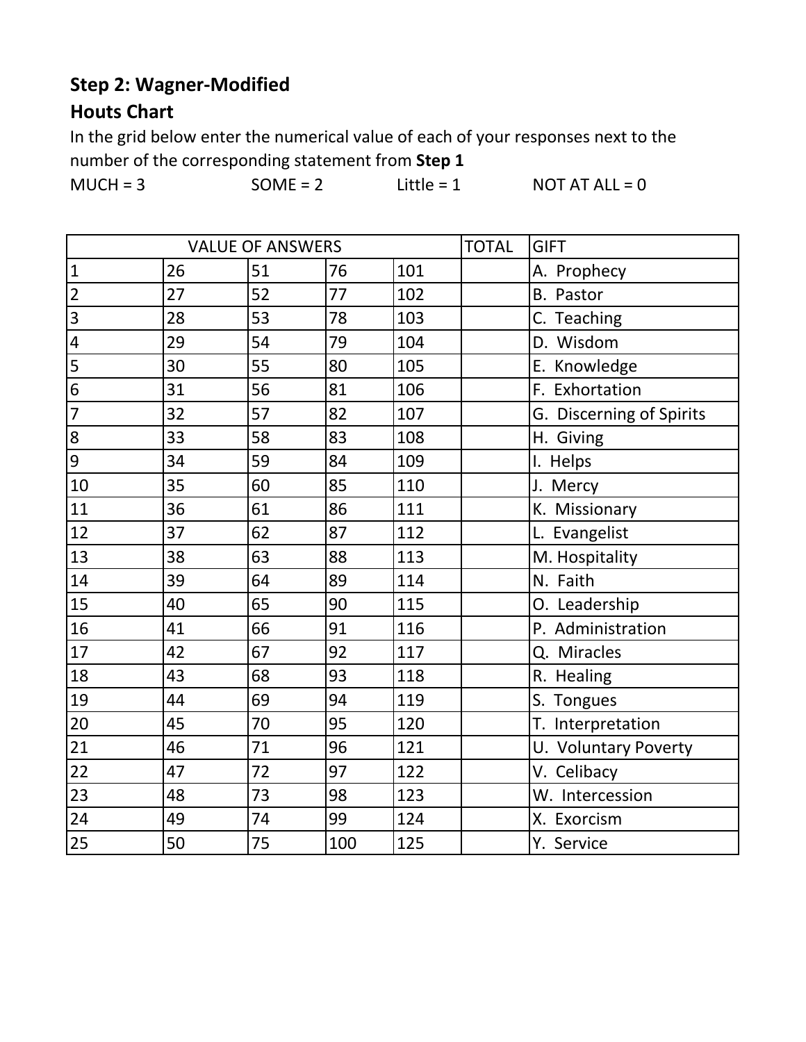**Step 2: Wagner-Modified**

**Houts Chart**

In the grid below enter the numerical value of each of your responses next to the number of the corresponding statement from **Step 1**

MUCH = 3 SOME = 2 Little = 1 NOT AT ALL = 0

| VALUE OF ANSWERS | | | | | TOTAL | GIFT |
|---|---|---|---|---|---|---|
| 1 | 26 | 51 | 76 | 101 | | A. Prophecy |
| 2 | 27 | 52 | 77 | 102 | | B. Pastor |
| 3 | 28 | 53 | 78 | 103 | | C. Teaching |
| 4 | 29 | 54 | 79 | 104 | | D. Wisdom |
| 5 | 30 | 55 | 80 | 105 | | E. Knowledge |
| 6 | 31 | 56 | 81 | 106 | | F. Exhortation |
| 7 | 32 | 57 | 82 | 107 | | G. Discerning of Spirits |
| 8 | 33 | 58 | 83 | 108 | | H. Giving |
| 9 | 34 | 59 | 84 | 109 | | I. Helps |
| 10 | 35 | 60 | 85 | 110 | | J. Mercy |
| 11 | 36 | 61 | 86 | 111 | | K. Missionary |
| 12 | 37 | 62 | 87 | 112 | | L. Evangelist |
| 13 | 38 | 63 | 88 | 113 | | M. Hospitality |
| 14 | 39 | 64 | 89 | 114 | | N. Faith |
| 15 | 40 | 65 | 90 | 115 | | O. Leadership |
| 16 | 41 | 66 | 91 | 116 | | P. Administration |
| 17 | 42 | 67 | 92 | 117 | | Q. Miracles |
| 18 | 43 | 68 | 93 | 118 | | R. Healing |
| 19 | 44 | 69 | 94 | 119 | | S. Tongues |
| 20 | 45 | 70 | 95 | 120 | | T. Interpretation |
| 21 | 46 | 71 | 96 | 121 | | U. Voluntary Poverty |
| 22 | 47 | 72 | 97 | 122 | | V. Celibacy |
| 23 | 48 | 73 | 98 | 123 | | W. Intercession |
| 24 | 49 | 74 | 99 | 124 | | X. Exorcism |
| 25 | 50 | 75 | 100 | 125 | | Y. Service |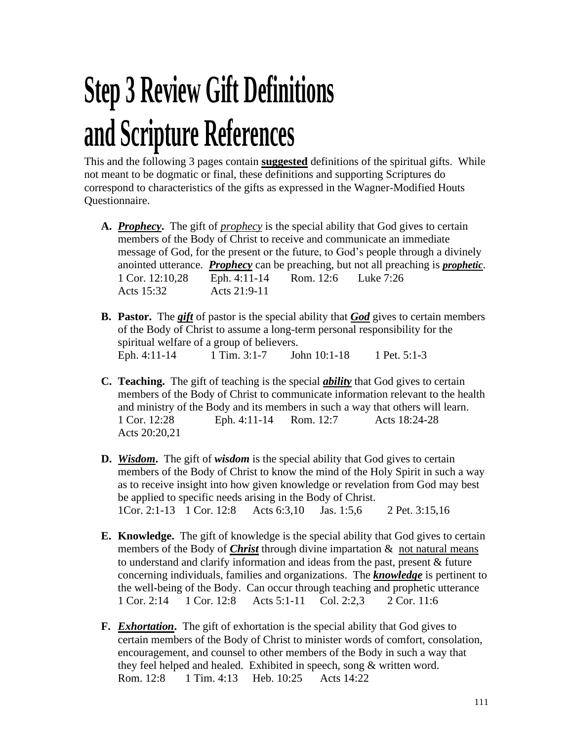# Step 3 Review Gift Definitions and Scripture References

This and the following 3 pages contain **suggested** definitions of the spiritual gifts. While not meant to be dogmatic or final, these definitions and supporting Scriptures do correspond to characteristics of the gifts as expressed in the Wagner-Modified Houts Questionnaire.

**A.** ***Prophecy*.** The gift of *prophecy* is the special ability that God gives to certain members of the Body of Christ to receive and communicate an immediate message of God, for the present or the future, to God's people through a divinely anointed utterance. ***Prophecy*** can be preaching, but not all preaching is ***prophetic***.
1 Cor. 12:10,28    Eph. 4:11-14    Rom. 12:6    Luke 7:26
Acts 15:32    Acts 21:9-11

**B. Pastor.** The ***gift*** of pastor is the special ability that ***God*** gives to certain members of the Body of Christ to assume a long-term personal responsibility for the spiritual welfare of a group of believers.
Eph. 4:11-14    1 Tim. 3:1-7    John 10:1-18    1 Pet. 5:1-3

**C. Teaching.** The gift of teaching is the special ***ability*** that God gives to certain members of the Body of Christ to communicate information relevant to the health and ministry of the Body and its members in such a way that others will learn.
1 Cor. 12:28    Eph. 4:11-14    Rom. 12:7    Acts 18:24-28
Acts 20:20,21

**D.** ***Wisdom*.** The gift of ***wisdom*** is the special ability that God gives to certain members of the Body of Christ to know the mind of the Holy Spirit in such a way as to receive insight into how given knowledge or revelation from God may best be applied to specific needs arising in the Body of Christ.
1Cor. 2:1-13    1 Cor. 12:8    Acts 6:3,10    Jas. 1:5,6    2 Pet. 3:15,16

**E. Knowledge.** The gift of knowledge is the special ability that God gives to certain members of the Body of ***Christ*** through divine impartation & not natural means to understand and clarify information and ideas from the past, present & future concerning individuals, families and organizations. The ***knowledge*** is pertinent to the well-being of the Body. Can occur through teaching and prophetic utterance
1 Cor. 2:14    1 Cor. 12:8    Acts 5:1-11    Col. 2:2,3    2 Cor. 11:6

**F.** ***Exhortation*.** The gift of exhortation is the special ability that God gives to certain members of the Body of Christ to minister words of comfort, consolation, encouragement, and counsel to other members of the Body in such a way that they feel helped and healed. Exhibited in speech, song & written word.
Rom. 12:8    1 Tim. 4:13    Heb. 10:25    Acts 14:22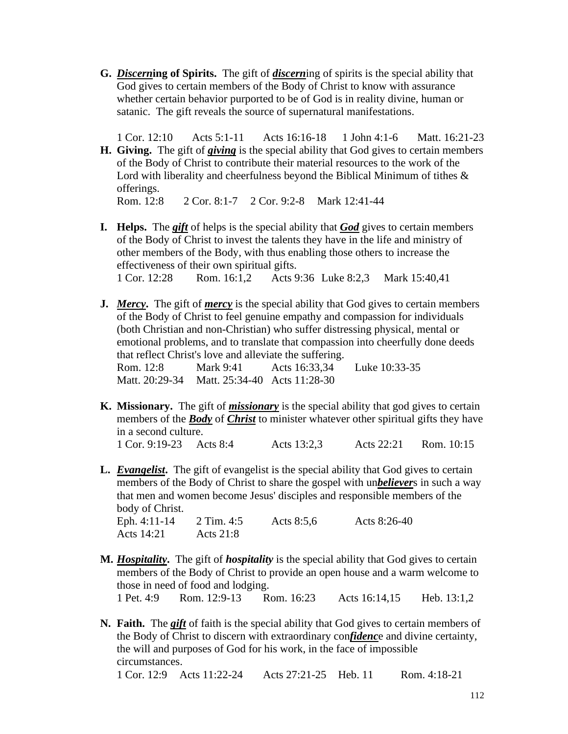**G.** ***Discern*ing of Spirits.** The gift of ***discern***ing of spirits is the special ability that God gives to certain members of the Body of Christ to know with assurance whether certain behavior purported to be of God is in reality divine, human or satanic. The gift reveals the source of supernatural manifestations.

1 Cor. 12:10 Acts 5:1-11 Acts 16:16-18 1 John 4:1-6 Matt. 16:21-23

**H. Giving.** The gift of ***giving*** is the special ability that God gives to certain members of the Body of Christ to contribute their material resources to the work of the Lord with liberality and cheerfulness beyond the Biblical Minimum of tithes & offerings.

Rom. 12:8 2 Cor. 8:1-7 2 Cor. 9:2-8 Mark 12:41-44

**I. Helps.** The ***gift*** of helps is the special ability that ***God*** gives to certain members of the Body of Christ to invest the talents they have in the life and ministry of other members of the Body, with thus enabling those others to increase the effectiveness of their own spiritual gifts.

1 Cor. 12:28 Rom. 16:1,2 Acts 9:36 Luke 8:2,3 Mark 15:40,41

**J.** ***Mercy*.** The gift of ***mercy*** is the special ability that God gives to certain members of the Body of Christ to feel genuine empathy and compassion for individuals (both Christian and non-Christian) who suffer distressing physical, mental or emotional problems, and to translate that compassion into cheerfully done deeds that reflect Christ's love and alleviate the suffering.

Rom. 12:8 Mark 9:41 Acts 16:33,34 Luke 10:33-35
Matt. 20:29-34 Matt. 25:34-40 Acts 11:28-30

**K. Missionary.** The gift of ***missionary*** is the special ability that god gives to certain members of the ***Body*** of ***Christ*** to minister whatever other spiritual gifts they have in a second culture.

1 Cor. 9:19-23 Acts 8:4 Acts 13:2,3 Acts 22:21 Rom. 10:15

**L.** ***Evangelist*.** The gift of evangelist is the special ability that God gives to certain members of the Body of Christ to share the gospel with un***believer***s in such a way that men and women become Jesus' disciples and responsible members of the body of Christ.

Eph. 4:11-14 2 Tim. 4:5 Acts 8:5,6 Acts 8:26-40
Acts 14:21 Acts 21:8

**M.** ***Hospitality*.** The gift of ***hospitality*** is the special ability that God gives to certain members of the Body of Christ to provide an open house and a warm welcome to those in need of food and lodging.

1 Pet. 4:9 Rom. 12:9-13 Rom. 16:23 Acts 16:14,15 Heb. 13:1,2

**N. Faith.** The ***gift*** of faith is the special ability that God gives to certain members of the Body of Christ to discern with extraordinary con***fidenc***e and divine certainty, the will and purposes of God for his work, in the face of impossible circumstances.

1 Cor. 12:9 Acts 11:22-24 Acts 27:21-25 Heb. 11 Rom. 4:18-21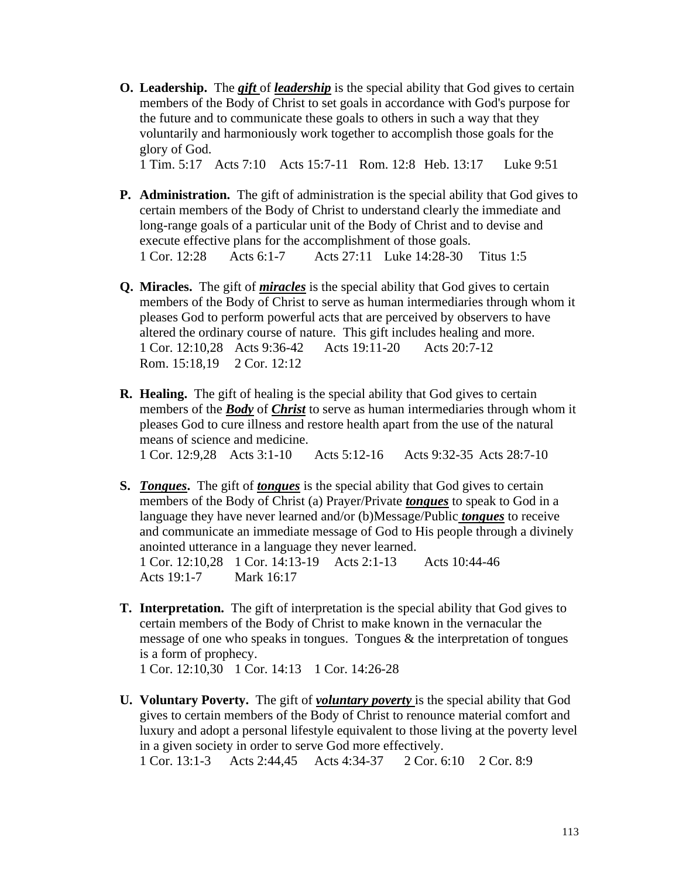**O. Leadership.** The ***gift*** of ***leadership*** is the special ability that God gives to certain members of the Body of Christ to set goals in accordance with God's purpose for the future and to communicate these goals to others in such a way that they voluntarily and harmoniously work together to accomplish those goals for the glory of God.
1 Tim. 5:17 Acts 7:10 Acts 15:7-11 Rom. 12:8 Heb. 13:17 Luke 9:51

**P. Administration.** The gift of administration is the special ability that God gives to certain members of the Body of Christ to understand clearly the immediate and long-range goals of a particular unit of the Body of Christ and to devise and execute effective plans for the accomplishment of those goals.
1 Cor. 12:28 Acts 6:1-7 Acts 27:11 Luke 14:28-30 Titus 1:5

**Q. Miracles.** The gift of ***miracles*** is the special ability that God gives to certain members of the Body of Christ to serve as human intermediaries through whom it pleases God to perform powerful acts that are perceived by observers to have altered the ordinary course of nature. This gift includes healing and more.
1 Cor. 12:10,28 Acts 9:36-42 Acts 19:11-20 Acts 20:7-12
Rom. 15:18,19 2 Cor. 12:12

**R. Healing.** The gift of healing is the special ability that God gives to certain members of the ***Body*** of ***Christ*** to serve as human intermediaries through whom it pleases God to cure illness and restore health apart from the use of the natural means of science and medicine.
1 Cor. 12:9,28 Acts 3:1-10 Acts 5:12-16 Acts 9:32-35 Acts 28:7-10

**S. *Tongues*.** The gift of ***tongues*** is the special ability that God gives to certain members of the Body of Christ (a) Prayer/Private ***tongues*** to speak to God in a language they have never learned and/or (b)Message/Public ***tongues*** to receive and communicate an immediate message of God to His people through a divinely anointed utterance in a language they never learned.
1 Cor. 12:10,28 1 Cor. 14:13-19 Acts 2:1-13 Acts 10:44-46
Acts 19:1-7 Mark 16:17

**T. Interpretation.** The gift of interpretation is the special ability that God gives to certain members of the Body of Christ to make known in the vernacular the message of one who speaks in tongues. Tongues & the interpretation of tongues is a form of prophecy.
1 Cor. 12:10,30 1 Cor. 14:13 1 Cor. 14:26-28

**U. Voluntary Poverty.** The gift of ***voluntary poverty*** is the special ability that God gives to certain members of the Body of Christ to renounce material comfort and luxury and adopt a personal lifestyle equivalent to those living at the poverty level in a given society in order to serve God more effectively.
1 Cor. 13:1-3 Acts 2:44,45 Acts 4:34-37 2 Cor. 6:10 2 Cor. 8:9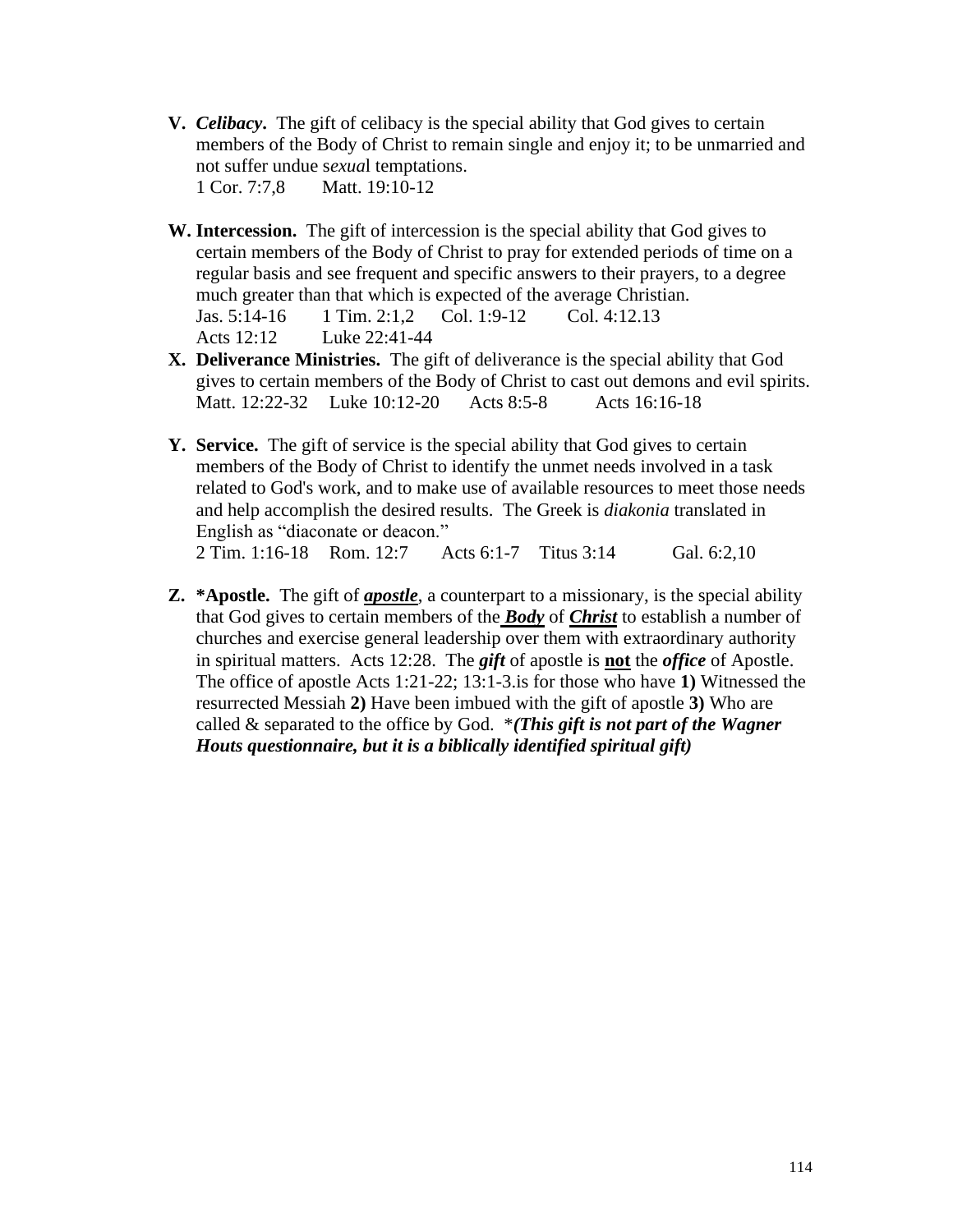**V.** ***Celibacy*.** The gift of celibacy is the special ability that God gives to certain members of the Body of Christ to remain single and enjoy it; to be unmarried and not suffer undue s*exua*l temptations.
1 Cor. 7:7,8 Matt. 19:10-12

**W. Intercession.** The gift of intercession is the special ability that God gives to certain members of the Body of Christ to pray for extended periods of time on a regular basis and see frequent and specific answers to their prayers, to a degree much greater than that which is expected of the average Christian.
Jas. 5:14-16 1 Tim. 2:1,2 Col. 1:9-12 Col. 4:12.13
Acts 12:12 Luke 22:41-44

**X. Deliverance Ministries.** The gift of deliverance is the special ability that God gives to certain members of the Body of Christ to cast out demons and evil spirits.
Matt. 12:22-32 Luke 10:12-20 Acts 8:5-8 Acts 16:16-18

**Y. Service.** The gift of service is the special ability that God gives to certain members of the Body of Christ to identify the unmet needs involved in a task related to God's work, and to make use of available resources to meet those needs and help accomplish the desired results. The Greek is *diakonia* translated in English as "diaconate or deacon."
2 Tim. 1:16-18 Rom. 12:7 Acts 6:1-7 Titus 3:14 Gal. 6:2,10

**Z. *Apostle.** The gift of ***apostle***, a counterpart to a missionary, is the special ability that God gives to certain members of the ***Body*** of ***Christ*** to establish a number of churches and exercise general leadership over them with extraordinary authority in spiritual matters. Acts 12:28. The ***gift*** of apostle is **not** the ***office*** of Apostle. The office of apostle Acts 1:21-22; 13:1-3.is for those who have **1)** Witnessed the resurrected Messiah **2)** Have been imbued with the gift of apostle **3)** Who are called & separated to the office by God. ****(This gift is not part of the Wagner Houts questionnaire, but it is a biblically identified spiritual gift)***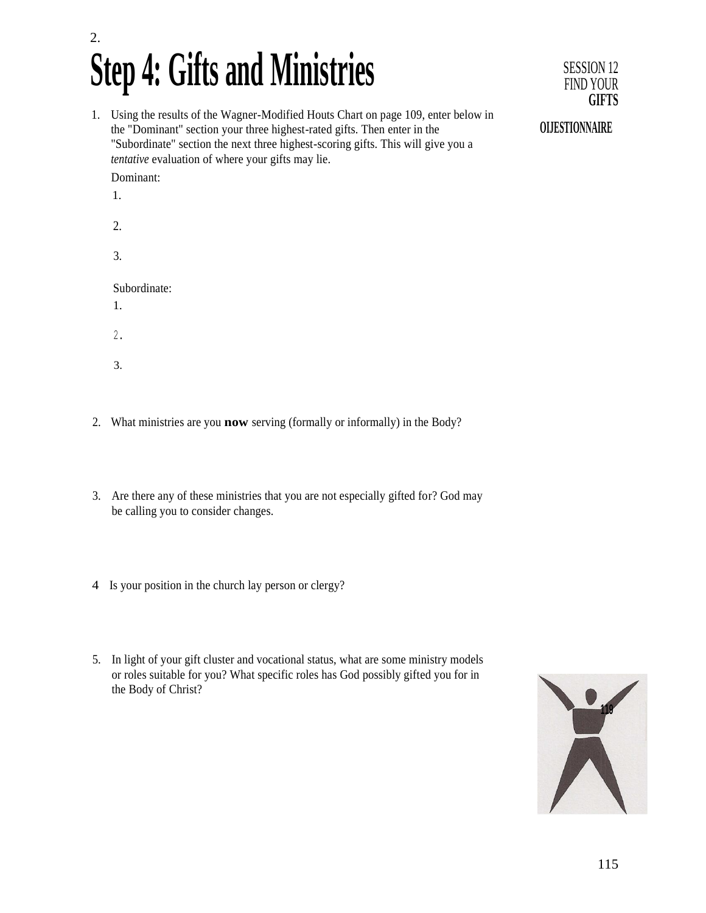2.

# Step 4: Gifts and Ministries

SESSION 12
FIND YOUR
**GIFTS**

**OIJESTIONNAIRE**

1. Using the results of the Wagner-Modified Houts Chart on page 109, enter below in the "Dominant" section your three highest-rated gifts. Then enter in the "Subordinate" section the next three highest-scoring gifts. This will give you a *tentative* evaluation of where your gifts may lie.

   Dominant:

   1.

   2.

   3.

   Subordinate:

   1.

   2.

   3.

2. What ministries are you **now** serving (formally or informally) in the Body?

3. Are there any of these ministries that you are not especially gifted for? God may be calling you to consider changes.

4 Is your position in the church lay person or clergy?

5. In light of your gift cluster and vocational status, what are some ministry models or roles suitable for you? What specific roles has God possibly gifted you for in the Body of Christ?

119